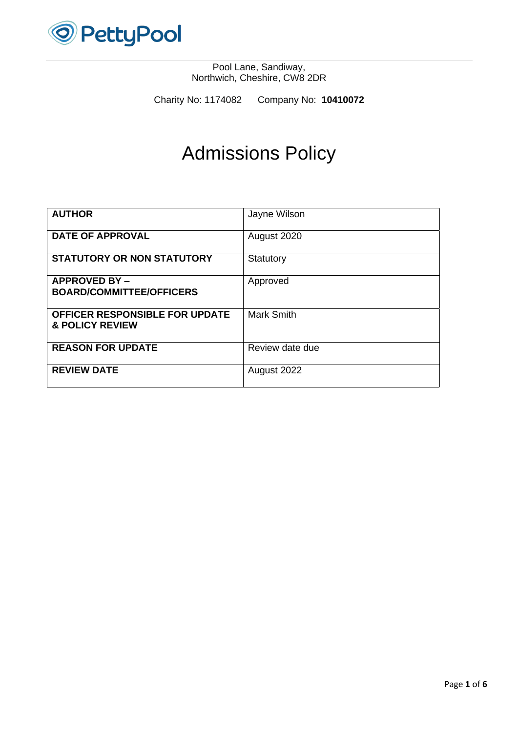PettyPool

Pool Lane, Sandiway,
Northwich, Cheshire, CW8 2DR

Charity No: 1174082 Company No: **10410072**

# Admissions Policy

| **AUTHOR** | Jayne Wilson |
|---|---|
| **DATE OF APPROVAL** | August 2020 |
| **STATUTORY OR NON STATUTORY** | Statutory |
| **APPROVED BY – BOARD/COMMITTEE/OFFICERS** | Approved |
| **OFFICER RESPONSIBLE FOR UPDATE & POLICY REVIEW** | Mark Smith |
| **REASON FOR UPDATE** | Review date due |
| **REVIEW DATE** | August 2022 |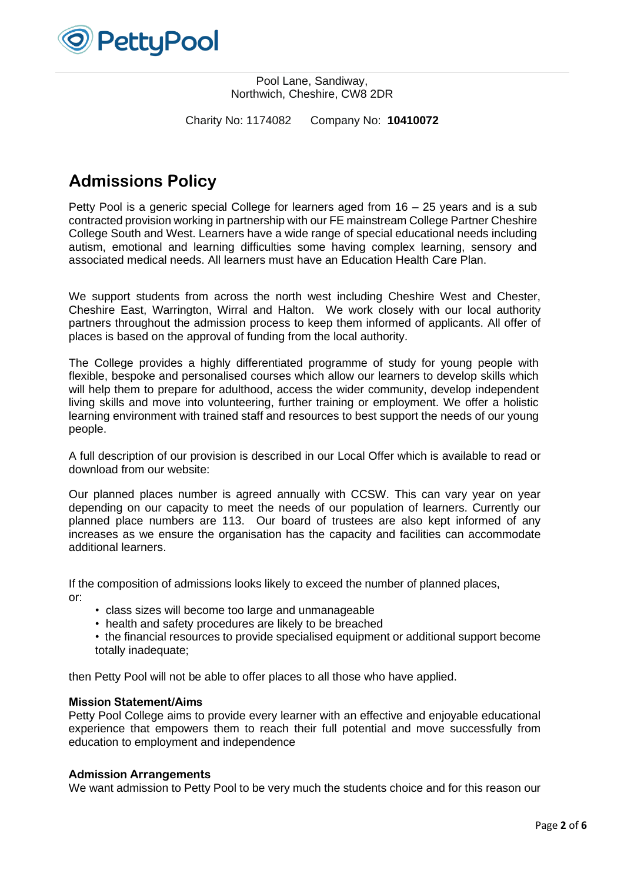PettyPool

Pool Lane, Sandiway,
Northwich, Cheshire, CW8 2DR

Charity No: 1174082 Company No: **10410072**

# Admissions Policy

Petty Pool is a generic special College for learners aged from 16 – 25 years and is a sub contracted provision working in partnership with our FE mainstream College Partner Cheshire College South and West. Learners have a wide range of special educational needs including autism, emotional and learning difficulties some having complex learning, sensory and associated medical needs. All learners must have an Education Health Care Plan.

We support students from across the north west including Cheshire West and Chester, Cheshire East, Warrington, Wirral and Halton. We work closely with our local authority partners throughout the admission process to keep them informed of applicants. All offer of places is based on the approval of funding from the local authority.

The College provides a highly differentiated programme of study for young people with flexible, bespoke and personalised courses which allow our learners to develop skills which will help them to prepare for adulthood, access the wider community, develop independent living skills and move into volunteering, further training or employment. We offer a holistic learning environment with trained staff and resources to best support the needs of our young people.

A full description of our provision is described in our Local Offer which is available to read or download from our website:

Our planned places number is agreed annually with CCSW. This can vary year on year depending on our capacity to meet the needs of our population of learners. Currently our planned place numbers are 113. Our board of trustees are also kept informed of any increases as we ensure the organisation has the capacity and facilities can accommodate additional learners.

If the composition of admissions looks likely to exceed the number of planned places, or:

- class sizes will become too large and unmanageable
- health and safety procedures are likely to be breached
- the financial resources to provide specialised equipment or additional support become totally inadequate;

then Petty Pool will not be able to offer places to all those who have applied.

### Mission Statement/Aims

Petty Pool College aims to provide every learner with an effective and enjoyable educational experience that empowers them to reach their full potential and move successfully from education to employment and independence

### Admission Arrangements

We want admission to Petty Pool to be very much the students choice and for this reason our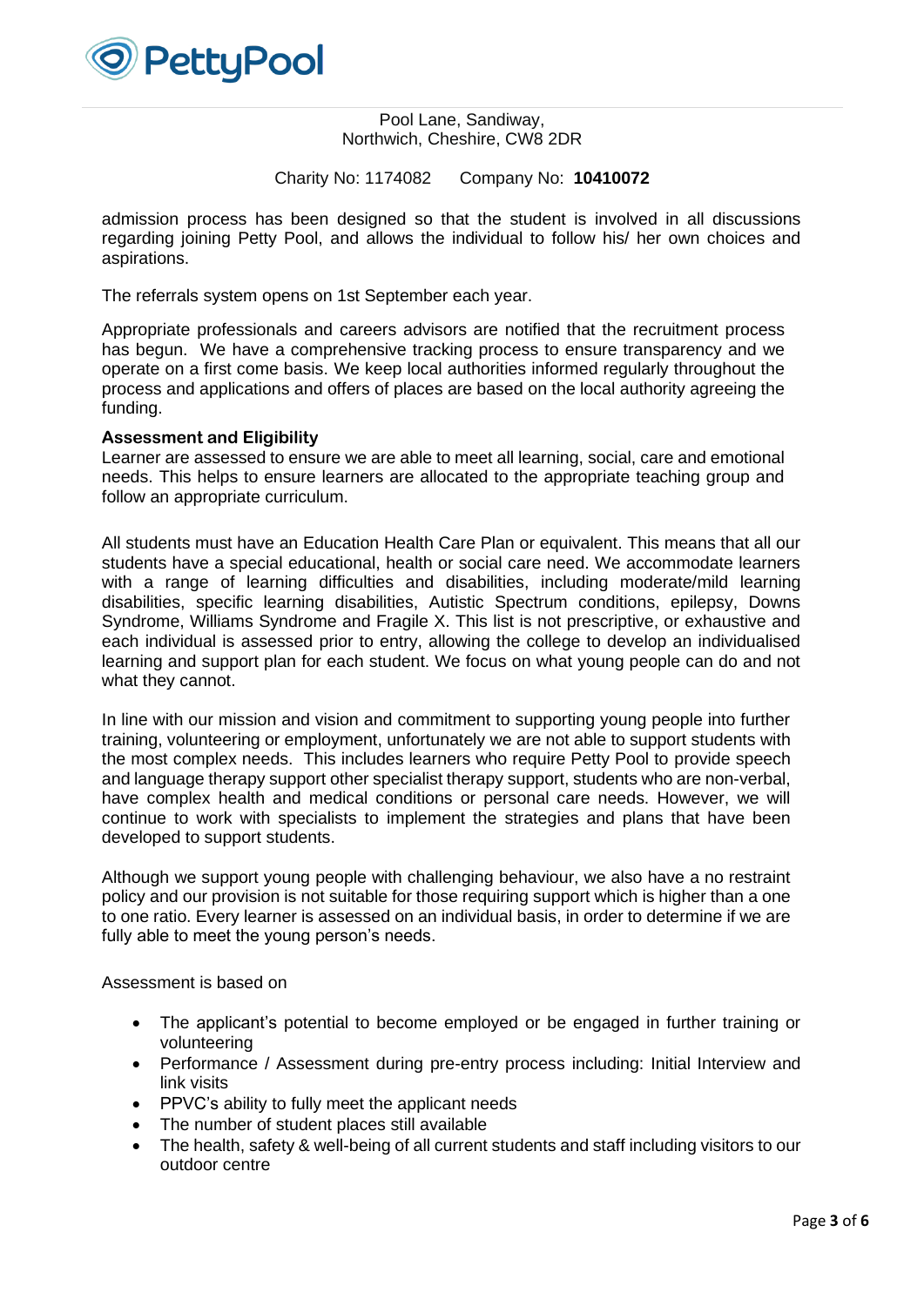admission process has been designed so that the student is involved in all discussions regarding joining Petty Pool, and allows the individual to follow his/ her own choices and aspirations.

The referrals system opens on 1st September each year.

Appropriate professionals and careers advisors are notified that the recruitment process has begun. We have a comprehensive tracking process to ensure transparency and we operate on a first come basis. We keep local authorities informed regularly throughout the process and applications and offers of places are based on the local authority agreeing the funding.

**Assessment and Eligibility**

Learner are assessed to ensure we are able to meet all learning, social, care and emotional needs. This helps to ensure learners are allocated to the appropriate teaching group and follow an appropriate curriculum.

All students must have an Education Health Care Plan or equivalent. This means that all our students have a special educational, health or social care need. We accommodate learners with a range of learning difficulties and disabilities, including moderate/mild learning disabilities, specific learning disabilities, Autistic Spectrum conditions, epilepsy, Downs Syndrome, Williams Syndrome and Fragile X. This list is not prescriptive, or exhaustive and each individual is assessed prior to entry, allowing the college to develop an individualised learning and support plan for each student. We focus on what young people can do and not what they cannot.

In line with our mission and vision and commitment to supporting young people into further training, volunteering or employment, unfortunately we are not able to support students with the most complex needs. This includes learners who require Petty Pool to provide speech and language therapy support other specialist therapy support, students who are non-verbal, have complex health and medical conditions or personal care needs. However, we will continue to work with specialists to implement the strategies and plans that have been developed to support students.

Although we support young people with challenging behaviour, we also have a no restraint policy and our provision is not suitable for those requiring support which is higher than a one to one ratio. Every learner is assessed on an individual basis, in order to determine if we are fully able to meet the young person's needs.

Assessment is based on

- The applicant's potential to become employed or be engaged in further training or volunteering
- Performance / Assessment during pre-entry process including: Initial Interview and link visits
- PPVC's ability to fully meet the applicant needs
- The number of student places still available
- The health, safety & well-being of all current students and staff including visitors to our outdoor centre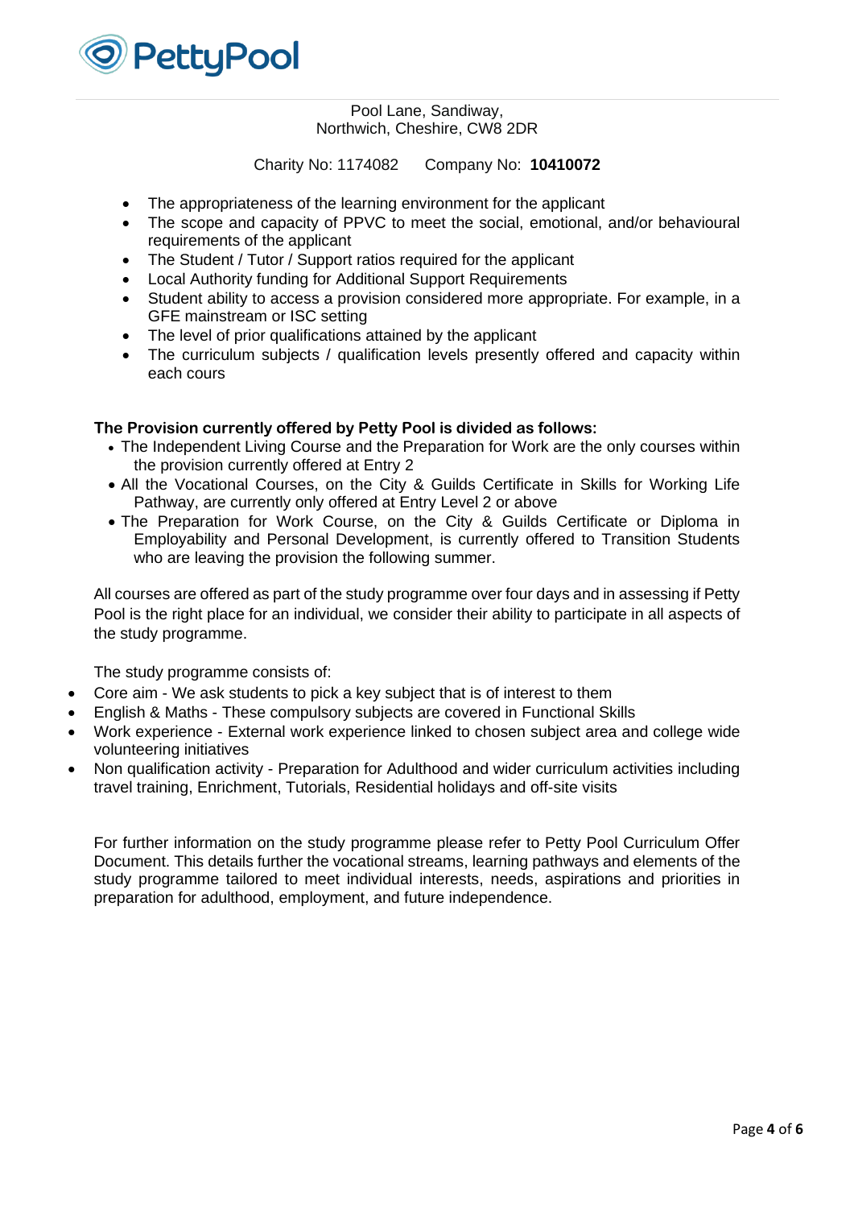- The appropriateness of the learning environment for the applicant
- The scope and capacity of PPVC to meet the social, emotional, and/or behavioural requirements of the applicant
- The Student / Tutor / Support ratios required for the applicant
- Local Authority funding for Additional Support Requirements
- Student ability to access a provision considered more appropriate. For example, in a GFE mainstream or ISC setting
- The level of prior qualifications attained by the applicant
- The curriculum subjects / qualification levels presently offered and capacity within each cours

**The Provision currently offered by Petty Pool is divided as follows:**

- The Independent Living Course and the Preparation for Work are the only courses within the provision currently offered at Entry 2
- All the Vocational Courses, on the City & Guilds Certificate in Skills for Working Life Pathway, are currently only offered at Entry Level 2 or above
- The Preparation for Work Course, on the City & Guilds Certificate or Diploma in Employability and Personal Development, is currently offered to Transition Students who are leaving the provision the following summer.

All courses are offered as part of the study programme over four days and in assessing if Petty Pool is the right place for an individual, we consider their ability to participate in all aspects of the study programme.

The study programme consists of:

- Core aim - We ask students to pick a key subject that is of interest to them
- English & Maths - These compulsory subjects are covered in Functional Skills
- Work experience - External work experience linked to chosen subject area and college wide volunteering initiatives
- Non qualification activity - Preparation for Adulthood and wider curriculum activities including travel training, Enrichment, Tutorials, Residential holidays and off-site visits

For further information on the study programme please refer to Petty Pool Curriculum Offer Document. This details further the vocational streams, learning pathways and elements of the study programme tailored to meet individual interests, needs, aspirations and priorities in preparation for adulthood, employment, and future independence.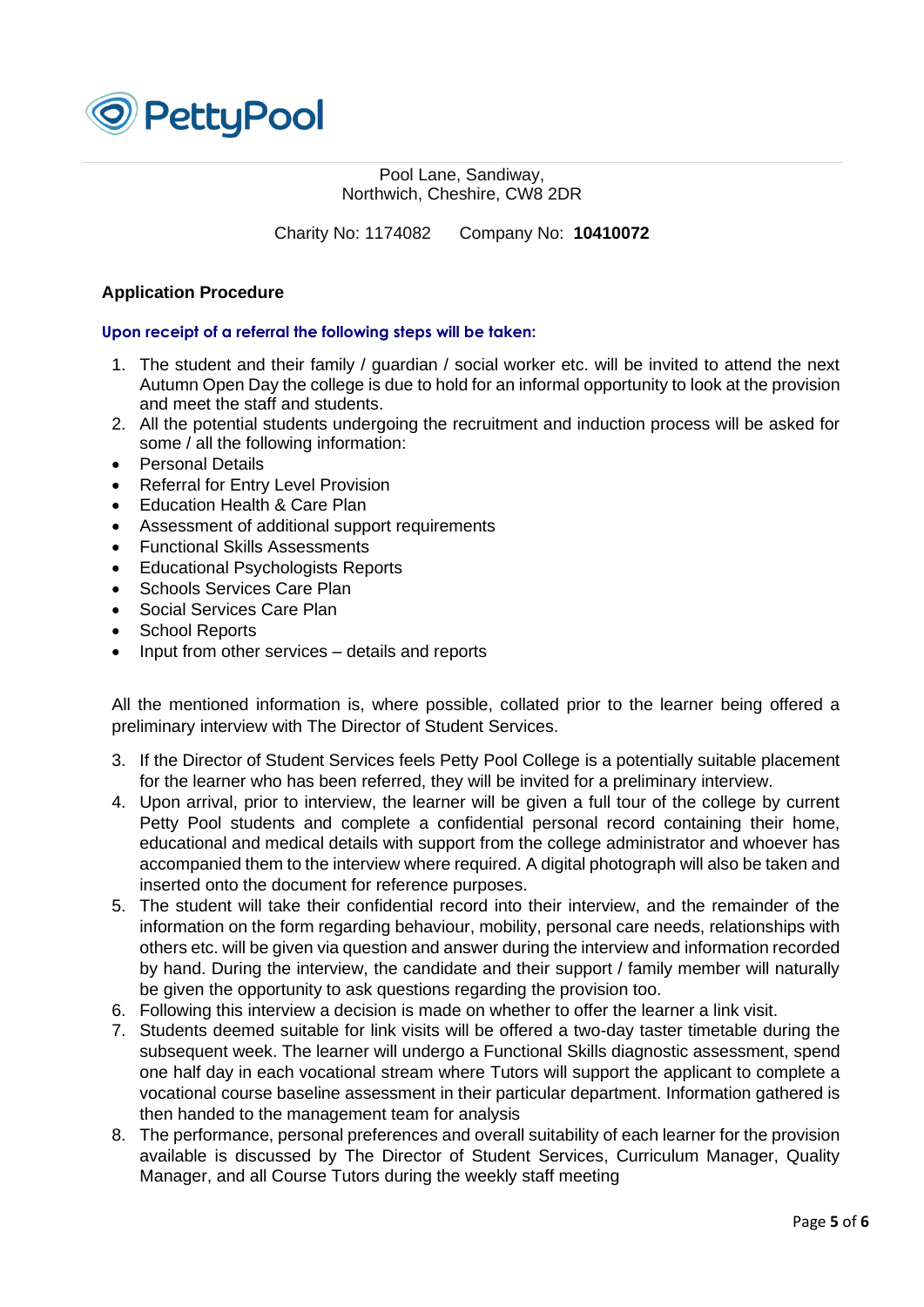**PettyPool**

Pool Lane, Sandiway,
Northwich, Cheshire, CW8 2DR

Charity No: 1174082     Company No: **10410072**

## Application Procedure

**Upon receipt of a referral the following steps will be taken:**

1. The student and their family / guardian / social worker etc. will be invited to attend the next Autumn Open Day the college is due to hold for an informal opportunity to look at the provision and meet the staff and students.
2. All the potential students undergoing the recruitment and induction process will be asked for some / all the following information:

- Personal Details
- Referral for Entry Level Provision
- Education Health & Care Plan
- Assessment of additional support requirements
- Functional Skills Assessments
- Educational Psychologists Reports
- Schools Services Care Plan
- Social Services Care Plan
- School Reports
- Input from other services – details and reports

All the mentioned information is, where possible, collated prior to the learner being offered a preliminary interview with The Director of Student Services.

3. If the Director of Student Services feels Petty Pool College is a potentially suitable placement for the learner who has been referred, they will be invited for a preliminary interview.
4. Upon arrival, prior to interview, the learner will be given a full tour of the college by current Petty Pool students and complete a confidential personal record containing their home, educational and medical details with support from the college administrator and whoever has accompanied them to the interview where required. A digital photograph will also be taken and inserted onto the document for reference purposes.
5. The student will take their confidential record into their interview, and the remainder of the information on the form regarding behaviour, mobility, personal care needs, relationships with others etc. will be given via question and answer during the interview and information recorded by hand. During the interview, the candidate and their support / family member will naturally be given the opportunity to ask questions regarding the provision too.
6. Following this interview a decision is made on whether to offer the learner a link visit.
7. Students deemed suitable for link visits will be offered a two-day taster timetable during the subsequent week. The learner will undergo a Functional Skills diagnostic assessment, spend one half day in each vocational stream where Tutors will support the applicant to complete a vocational course baseline assessment in their particular department. Information gathered is then handed to the management team for analysis
8. The performance, personal preferences and overall suitability of each learner for the provision available is discussed by The Director of Student Services, Curriculum Manager, Quality Manager, and all Course Tutors during the weekly staff meeting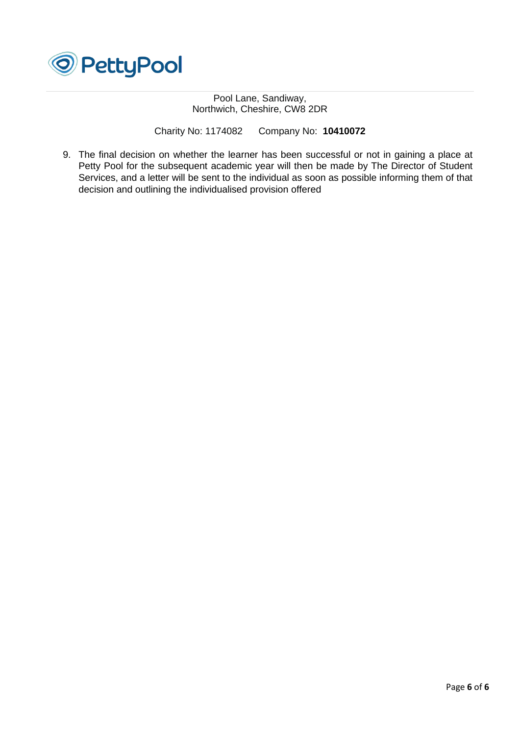Pool Lane, Sandiway,
Northwich, Cheshire, CW8 2DR

Charity No: 1174082 Company No: **10410072**

9. The final decision on whether the learner has been successful or not in gaining a place at Petty Pool for the subsequent academic year will then be made by The Director of Student Services, and a letter will be sent to the individual as soon as possible informing them of that decision and outlining the individualised provision offered